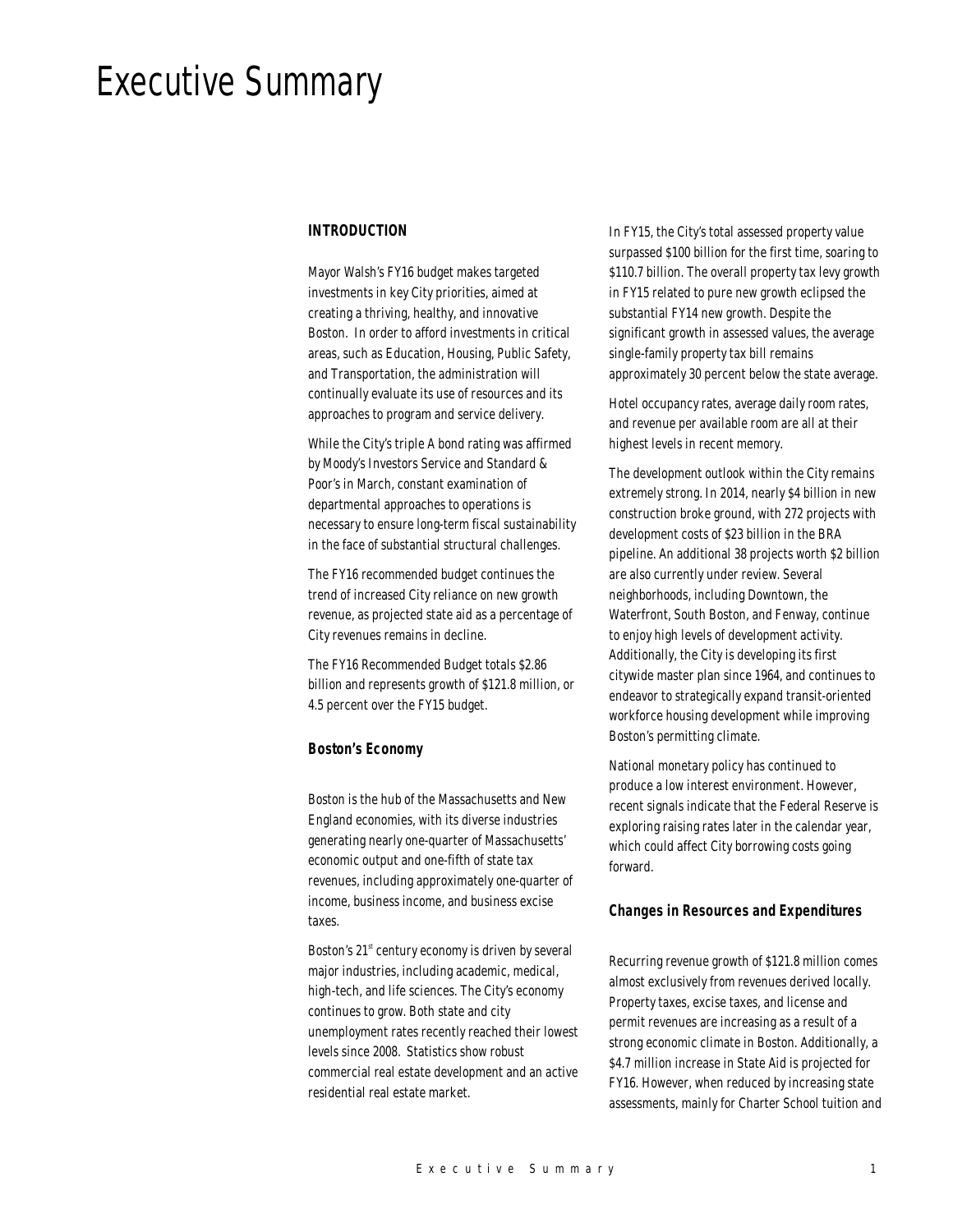# Executive Summary

## INTRODUCTION

Mayor Walsh's FY16 budget makes targeted investments in key City priorities, aimed at creating a thriving, healthy, and innovative Boston. In order to afford investments in critical areas, such as Education, Housing, Public Safety, and Transportation, the administration will continually evaluate its use of resources and its approaches to program and service delivery.

While the City's triple A bond rating was affirmed by Moody's Investors Service and Standard & Poor's in March, constant examination of departmental approaches to operations is necessary to ensure long-term fiscal sustainability in the face of substantial structural challenges.

The FY16 recommended budget continues the trend of increased City reliance on new growth revenue, as projected state aid as a percentage of City revenues remains in decline.

The FY16 Recommended Budget totals $2.86 billion and represents growth of $121.8 million, or 4.5 percent over the FY15 budget.

## Boston's Economy

Boston is the hub of the Massachusetts and New England economies, with its diverse industries generating nearly one-quarter of Massachusetts' economic output and one-fifth of state tax revenues, including approximately one-quarter of income, business income, and business excise taxes.

Boston's 21st century economy is driven by several major industries, including academic, medical, high-tech, and life sciences. The City's economy continues to grow. Both state and city unemployment rates recently reached their lowest levels since 2008. Statistics show robust commercial real estate development and an active residential real estate market.

In FY15, the City's total assessed property value surpassed $100 billion for the first time, soaring to $110.7 billion. The overall property tax levy growth in FY15 related to pure new growth eclipsed the substantial FY14 new growth. Despite the significant growth in assessed values, the average single-family property tax bill remains approximately 30 percent below the state average.

Hotel occupancy rates, average daily room rates, and revenue per available room are all at their highest levels in recent memory.

The development outlook within the City remains extremely strong. In 2014, nearly $4 billion in new construction broke ground, with 272 projects with development costs of $23 billion in the BRA pipeline. An additional 38 projects worth $2 billion are also currently under review. Several neighborhoods, including Downtown, the Waterfront, South Boston, and Fenway, continue to enjoy high levels of development activity. Additionally, the City is developing its first citywide master plan since 1964, and continues to endeavor to strategically expand transit-oriented workforce housing development while improving Boston's permitting climate.

National monetary policy has continued to produce a low interest environment. However, recent signals indicate that the Federal Reserve is exploring raising rates later in the calendar year, which could affect City borrowing costs going forward.

## Changes in Resources and Expenditures

Recurring revenue growth of $121.8 million comes almost exclusively from revenues derived locally. Property taxes, excise taxes, and license and permit revenues are increasing as a result of a strong economic climate in Boston. Additionally, a $4.7 million increase in State Aid is projected for FY16. However, when reduced by increasing state assessments, mainly for Charter School tuition and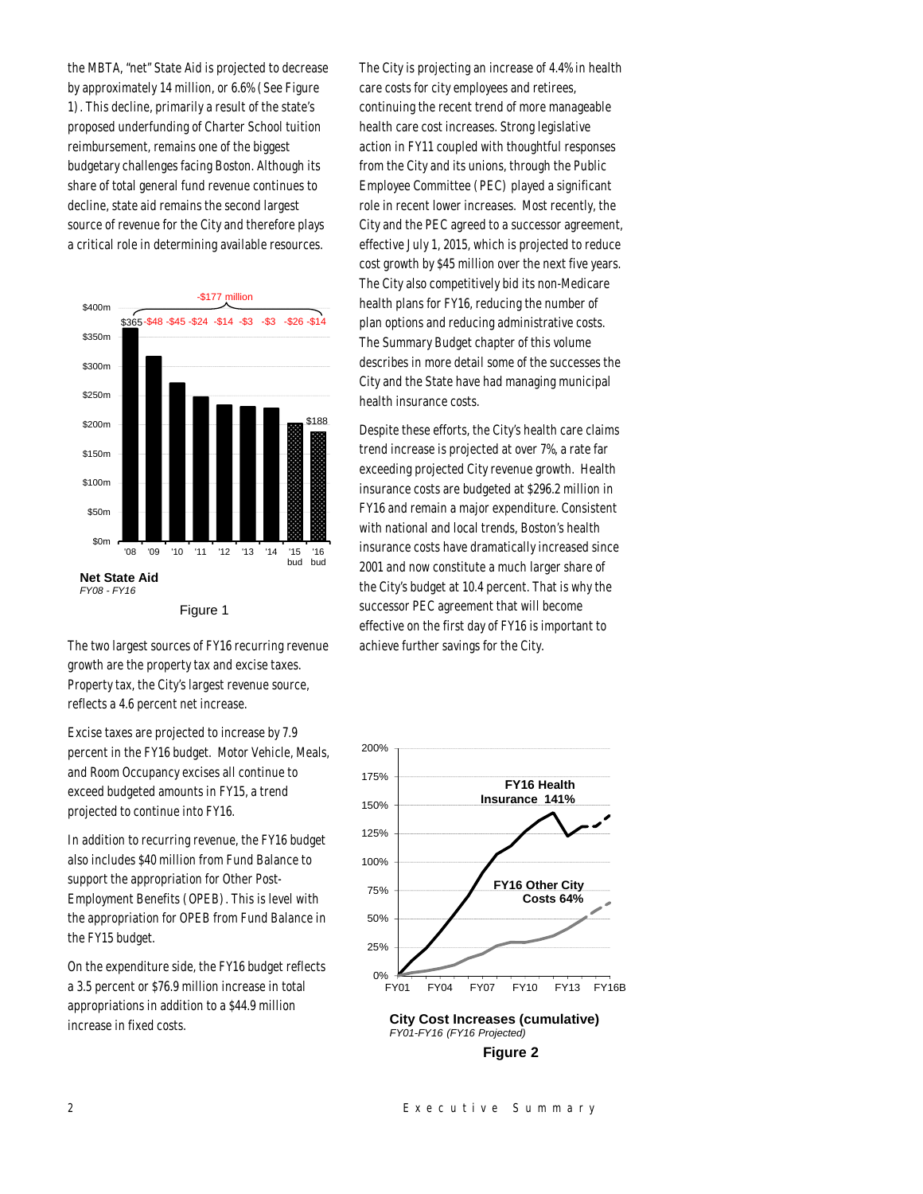the MBTA, "net" State Aid is projected to decrease by approximately 14 million, or 6.6% (See Figure 1). This decline, primarily a result of the state's proposed underfunding of Charter School tuition reimbursement, remains one of the biggest budgetary challenges facing Boston. Although its share of total general fund revenue continues to decline, state aid remains the second largest source of revenue for the City and therefore plays a critical role in determining available resources.

**Net State Aid**
*FY08 - FY16*

Figure 1

The two largest sources of FY16 recurring revenue growth are the property tax and excise taxes. Property tax, the City's largest revenue source, reflects a 4.6 percent net increase.

Excise taxes are projected to increase by 7.9 percent in the FY16 budget. Motor Vehicle, Meals, and Room Occupancy excises all continue to exceed budgeted amounts in FY15, a trend projected to continue into FY16.

In addition to recurring revenue, the FY16 budget also includes $40 million from Fund Balance to support the appropriation for Other Post-Employment Benefits (OPEB). This is level with the appropriation for OPEB from Fund Balance in the FY15 budget.

On the expenditure side, the FY16 budget reflects a 3.5 percent or $76.9 million increase in total appropriations in addition to a $44.9 million increase in fixed costs.

The City is projecting an increase of 4.4% in health care costs for city employees and retirees, continuing the recent trend of more manageable health care cost increases. Strong legislative action in FY11 coupled with thoughtful responses from the City and its unions, through the Public Employee Committee (PEC) played a significant role in recent lower increases. Most recently, the City and the PEC agreed to a successor agreement, effective July 1, 2015, which is projected to reduce cost growth by $45 million over the next five years. The City also competitively bid its non-Medicare health plans for FY16, reducing the number of plan options and reducing administrative costs. The Summary Budget chapter of this volume describes in more detail some of the successes the City and the State have had managing municipal health insurance costs.

Despite these efforts, the City's health care claims trend increase is projected at over 7%, a rate far exceeding projected City revenue growth. Health insurance costs are budgeted at $296.2 million in FY16 and remain a major expenditure. Consistent with national and local trends, Boston's health insurance costs have dramatically increased since 2001 and now constitute a much larger share of the City's budget at 10.4 percent. That is why the successor PEC agreement that will become effective on the first day of FY16 is important to achieve further savings for the City.

**City Cost Increases (cumulative)**
*FY01-FY16 (FY16 Projected)*

**Figure 2**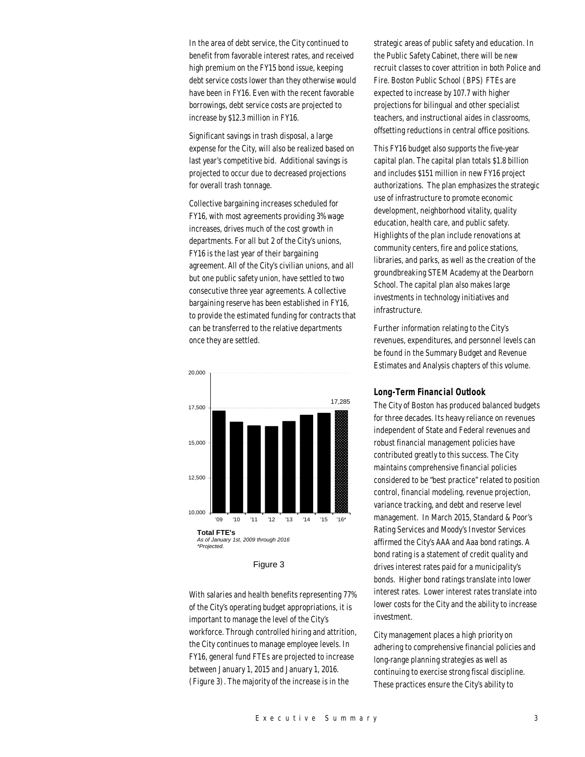In the area of debt service, the City continued to benefit from favorable interest rates, and received high premium on the FY15 bond issue, keeping debt service costs lower than they otherwise would have been in FY16. Even with the recent favorable borrowings, debt service costs are projected to increase by $12.3 million in FY16.

Significant savings in trash disposal, a large expense for the City, will also be realized based on last year's competitive bid. Additional savings is projected to occur due to decreased projections for overall trash tonnage.

Collective bargaining increases scheduled for FY16, with most agreements providing 3% wage increases, drives much of the cost growth in departments. For all but 2 of the City's unions, FY16 is the last year of their bargaining agreement. All of the City's civilian unions, and all but one public safety union, have settled to two consecutive three year agreements. A collective bargaining reserve has been established in FY16, to provide the estimated funding for contracts that can be transferred to the relative departments once they are settled.

**Total FTE's**
*As of January 1st, 2009 through 2016*
*\*Projected.*

Figure 3

With salaries and health benefits representing 77% of the City's operating budget appropriations, it is important to manage the level of the City's workforce. Through controlled hiring and attrition, the City continues to manage employee levels. In FY16, general fund FTEs are projected to increase between January 1, 2015 and January 1, 2016. (Figure 3). The majority of the increase is in the strategic areas of public safety and education. In the Public Safety Cabinet, there will be new recruit classes to cover attrition in both Police and Fire. Boston Public School (BPS) FTEs are expected to increase by 107.7 with higher projections for bilingual and other specialist teachers, and instructional aides in classrooms, offsetting reductions in central office positions.

This FY16 budget also supports the five-year capital plan. The capital plan totals $1.8 billion and includes $151 million in new FY16 project authorizations. The plan emphasizes the strategic use of infrastructure to promote economic development, neighborhood vitality, quality education, health care, and public safety. Highlights of the plan include renovations at community centers, fire and police stations, libraries, and parks, as well as the creation of the groundbreaking STEM Academy at the Dearborn School. The capital plan also makes large investments in technology initiatives and infrastructure.

Further information relating to the City's revenues, expenditures, and personnel levels can be found in the Summary Budget and Revenue Estimates and Analysis chapters of this volume.

### Long-Term Financial Outlook

The City of Boston has produced balanced budgets for three decades. Its heavy reliance on revenues independent of State and Federal revenues and robust financial management policies have contributed greatly to this success. The City maintains comprehensive financial policies considered to be "best practice" related to position control, financial modeling, revenue projection, variance tracking, and debt and reserve level management. In March 2015, Standard & Poor's Rating Services and Moody's Investor Services affirmed the City's AAA and Aaa bond ratings. A bond rating is a statement of credit quality and drives interest rates paid for a municipality's bonds. Higher bond ratings translate into lower interest rates. Lower interest rates translate into lower costs for the City and the ability to increase investment.

City management places a high priority on adhering to comprehensive financial policies and long-range planning strategies as well as continuing to exercise strong fiscal discipline. These practices ensure the City's ability to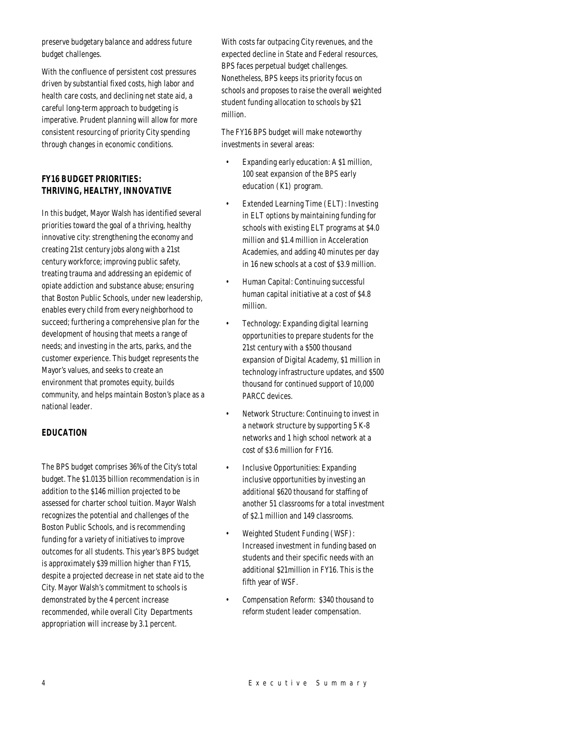preserve budgetary balance and address future budget challenges.

With the confluence of persistent cost pressures driven by substantial fixed costs, high labor and health care costs, and declining net state aid, a careful long-term approach to budgeting is imperative. Prudent planning will allow for more consistent resourcing of priority City spending through changes in economic conditions.

## FY16 BUDGET PRIORITIES: THRIVING, HEALTHY, INNOVATIVE

In this budget, Mayor Walsh has identified several priorities toward the goal of a thriving, healthy innovative city: strengthening the economy and creating 21st century jobs along with a 21st century workforce; improving public safety, treating trauma and addressing an epidemic of opiate addiction and substance abuse; ensuring that Boston Public Schools, under new leadership, enables every child from every neighborhood to succeed; furthering a comprehensive plan for the development of housing that meets a range of needs; and investing in the arts, parks, and the customer experience. This budget represents the Mayor's values, and seeks to create an environment that promotes equity, builds community, and helps maintain Boston's place as a national leader.

## EDUCATION

The BPS budget comprises 36% of the City's total budget. The $1.0135 billion recommendation is in addition to the $146 million projected to be assessed for charter school tuition. Mayor Walsh recognizes the potential and challenges of the Boston Public Schools, and is recommending funding for a variety of initiatives to improve outcomes for all students. This year's BPS budget is approximately $39 million higher than FY15, despite a projected decrease in net state aid to the City. Mayor Walsh's commitment to schools is demonstrated by the 4 percent increase recommended, while overall City Departments appropriation will increase by 3.1 percent.

With costs far outpacing City revenues, and the expected decline in State and Federal resources, BPS faces perpetual budget challenges. Nonetheless, BPS keeps its priority focus on schools and proposes to raise the overall weighted student funding allocation to schools by $21 million.

The FY16 BPS budget will make noteworthy investments in several areas:

- Expanding early education: A $1 million, 100 seat expansion of the BPS early education (K1) program.
- Extended Learning Time (ELT): Investing in ELT options by maintaining funding for schools with existing ELT programs at $4.0 million and $1.4 million in Acceleration Academies, and adding 40 minutes per day in 16 new schools at a cost of $3.9 million.
- Human Capital: Continuing successful human capital initiative at a cost of $4.8 million.
- Technology: Expanding digital learning opportunities to prepare students for the 21st century with a $500 thousand expansion of Digital Academy, $1 million in technology infrastructure updates, and $500 thousand for continued support of 10,000 PARCC devices.
- Network Structure: Continuing to invest in a network structure by supporting 5 K-8 networks and 1 high school network at a cost of $3.6 million for FY16.
- Inclusive Opportunities: Expanding inclusive opportunities by investing an additional $620 thousand for staffing of another 51 classrooms for a total investment of $2.1 million and 149 classrooms.
- Weighted Student Funding (WSF): Increased investment in funding based on students and their specific needs with an additional $21million in FY16. This is the fifth year of WSF.
- Compensation Reform: $340 thousand to reform student leader compensation.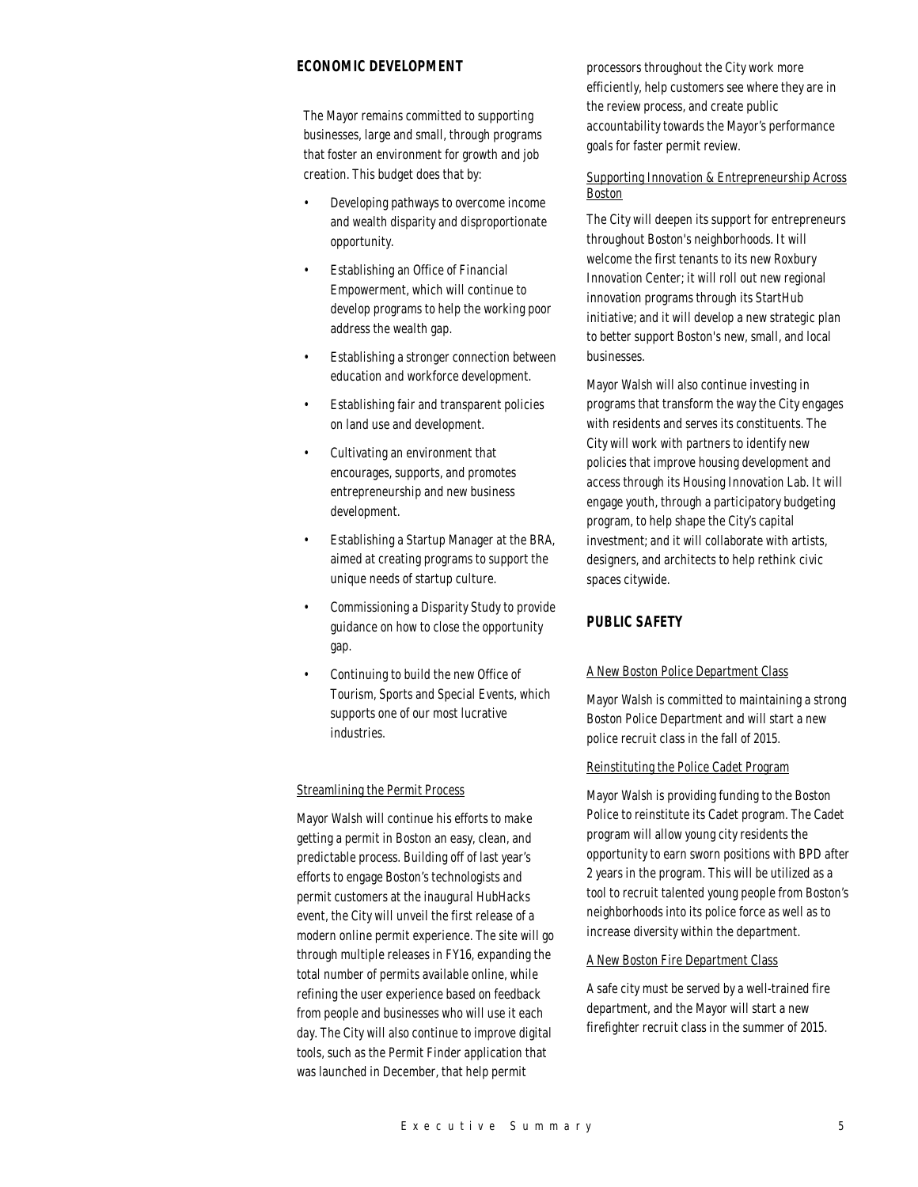## ECONOMIC DEVELOPMENT

The Mayor remains committed to supporting businesses, large and small, through programs that foster an environment for growth and job creation. This budget does that by:

- Developing pathways to overcome income and wealth disparity and disproportionate opportunity.
- Establishing an Office of Financial Empowerment, which will continue to develop programs to help the working poor address the wealth gap.
- Establishing a stronger connection between education and workforce development.
- Establishing fair and transparent policies on land use and development.
- Cultivating an environment that encourages, supports, and promotes entrepreneurship and new business development.
- Establishing a Startup Manager at the BRA, aimed at creating programs to support the unique needs of startup culture.
- Commissioning a Disparity Study to provide guidance on how to close the opportunity gap.
- Continuing to build the new Office of Tourism, Sports and Special Events, which supports one of our most lucrative industries.

### Streamlining the Permit Process

Mayor Walsh will continue his efforts to make getting a permit in Boston an easy, clean, and predictable process. Building off of last year's efforts to engage Boston's technologists and permit customers at the inaugural HubHacks event, the City will unveil the first release of a modern online permit experience. The site will go through multiple releases in FY16, expanding the total number of permits available online, while refining the user experience based on feedback from people and businesses who will use it each day. The City will also continue to improve digital tools, such as the Permit Finder application that was launched in December, that help permit processors throughout the City work more efficiently, help customers see where they are in the review process, and create public accountability towards the Mayor's performance goals for faster permit review.

### Supporting Innovation & Entrepreneurship Across Boston

The City will deepen its support for entrepreneurs throughout Boston's neighborhoods. It will welcome the first tenants to its new Roxbury Innovation Center; it will roll out new regional innovation programs through its StartHub initiative; and it will develop a new strategic plan to better support Boston's new, small, and local businesses.

Mayor Walsh will also continue investing in programs that transform the way the City engages with residents and serves its constituents. The City will work with partners to identify new policies that improve housing development and access through its Housing Innovation Lab. It will engage youth, through a participatory budgeting program, to help shape the City's capital investment; and it will collaborate with artists, designers, and architects to help rethink civic spaces citywide.

## PUBLIC SAFETY

### A New Boston Police Department Class

Mayor Walsh is committed to maintaining a strong Boston Police Department and will start a new police recruit class in the fall of 2015.

### Reinstituting the Police Cadet Program

Mayor Walsh is providing funding to the Boston Police to reinstitute its Cadet program. The Cadet program will allow young city residents the opportunity to earn sworn positions with BPD after 2 years in the program. This will be utilized as a tool to recruit talented young people from Boston's neighborhoods into its police force as well as to increase diversity within the department.

### A New Boston Fire Department Class

A safe city must be served by a well-trained fire department, and the Mayor will start a new firefighter recruit class in the summer of 2015.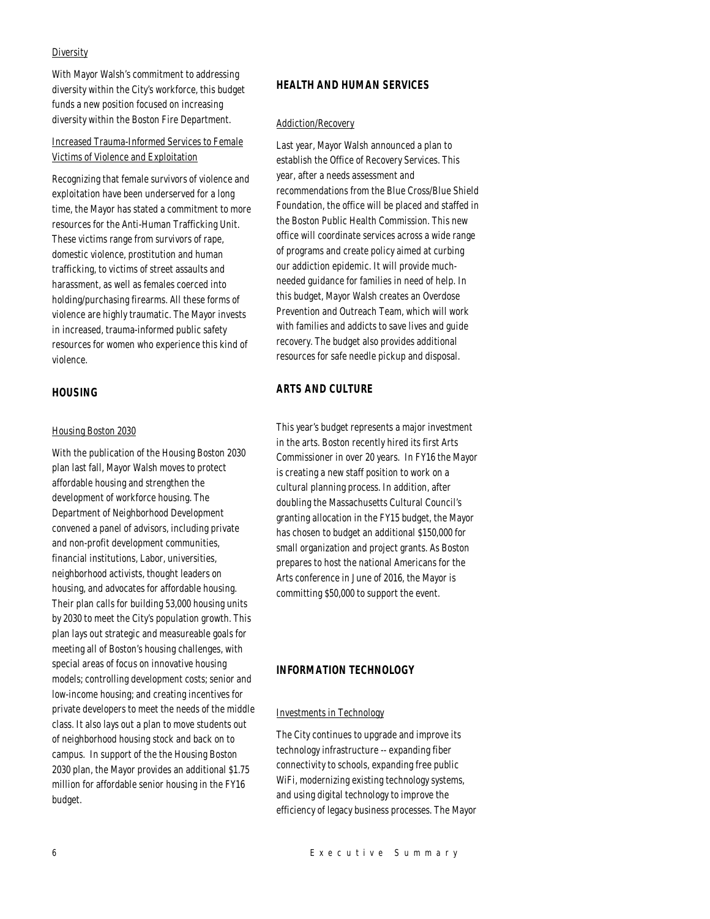Diversity

With Mayor Walsh's commitment to addressing diversity within the City's workforce, this budget funds a new position focused on increasing diversity within the Boston Fire Department.

Increased Trauma-Informed Services to Female Victims of Violence and Exploitation

Recognizing that female survivors of violence and exploitation have been underserved for a long time, the Mayor has stated a commitment to more resources for the Anti-Human Trafficking Unit. These victims range from survivors of rape, domestic violence, prostitution and human trafficking, to victims of street assaults and harassment, as well as females coerced into holding/purchasing firearms. All these forms of violence are highly traumatic. The Mayor invests in increased, trauma-informed public safety resources for women who experience this kind of violence.

## HOUSING

Housing Boston 2030

With the publication of the Housing Boston 2030 plan last fall, Mayor Walsh moves to protect affordable housing and strengthen the development of workforce housing. The Department of Neighborhood Development convened a panel of advisors, including private and non-profit development communities, financial institutions, Labor, universities, neighborhood activists, thought leaders on housing, and advocates for affordable housing. Their plan calls for building 53,000 housing units by 2030 to meet the City's population growth. This plan lays out strategic and measureable goals for meeting all of Boston's housing challenges, with special areas of focus on innovative housing models; controlling development costs; senior and low-income housing; and creating incentives for private developers to meet the needs of the middle class. It also lays out a plan to move students out of neighborhood housing stock and back on to campus. In support of the the Housing Boston 2030 plan, the Mayor provides an additional $1.75 million for affordable senior housing in the FY16 budget.

## HEALTH AND HUMAN SERVICES

Addiction/Recovery

Last year, Mayor Walsh announced a plan to establish the Office of Recovery Services. This year, after a needs assessment and recommendations from the Blue Cross/Blue Shield Foundation, the office will be placed and staffed in the Boston Public Health Commission. This new office will coordinate services across a wide range of programs and create policy aimed at curbing our addiction epidemic. It will provide much-needed guidance for families in need of help. In this budget, Mayor Walsh creates an Overdose Prevention and Outreach Team, which will work with families and addicts to save lives and guide recovery. The budget also provides additional resources for safe needle pickup and disposal.

## ARTS AND CULTURE

This year's budget represents a major investment in the arts. Boston recently hired its first Arts Commissioner in over 20 years. In FY16 the Mayor is creating a new staff position to work on a cultural planning process. In addition, after doubling the Massachusetts Cultural Council's granting allocation in the FY15 budget, the Mayor has chosen to budget an additional $150,000 for small organization and project grants. As Boston prepares to host the national Americans for the Arts conference in June of 2016, the Mayor is committing $50,000 to support the event.

## INFORMATION TECHNOLOGY

Investments in Technology

The City continues to upgrade and improve its technology infrastructure -- expanding fiber connectivity to schools, expanding free public WiFi, modernizing existing technology systems, and using digital technology to improve the efficiency of legacy business processes. The Mayor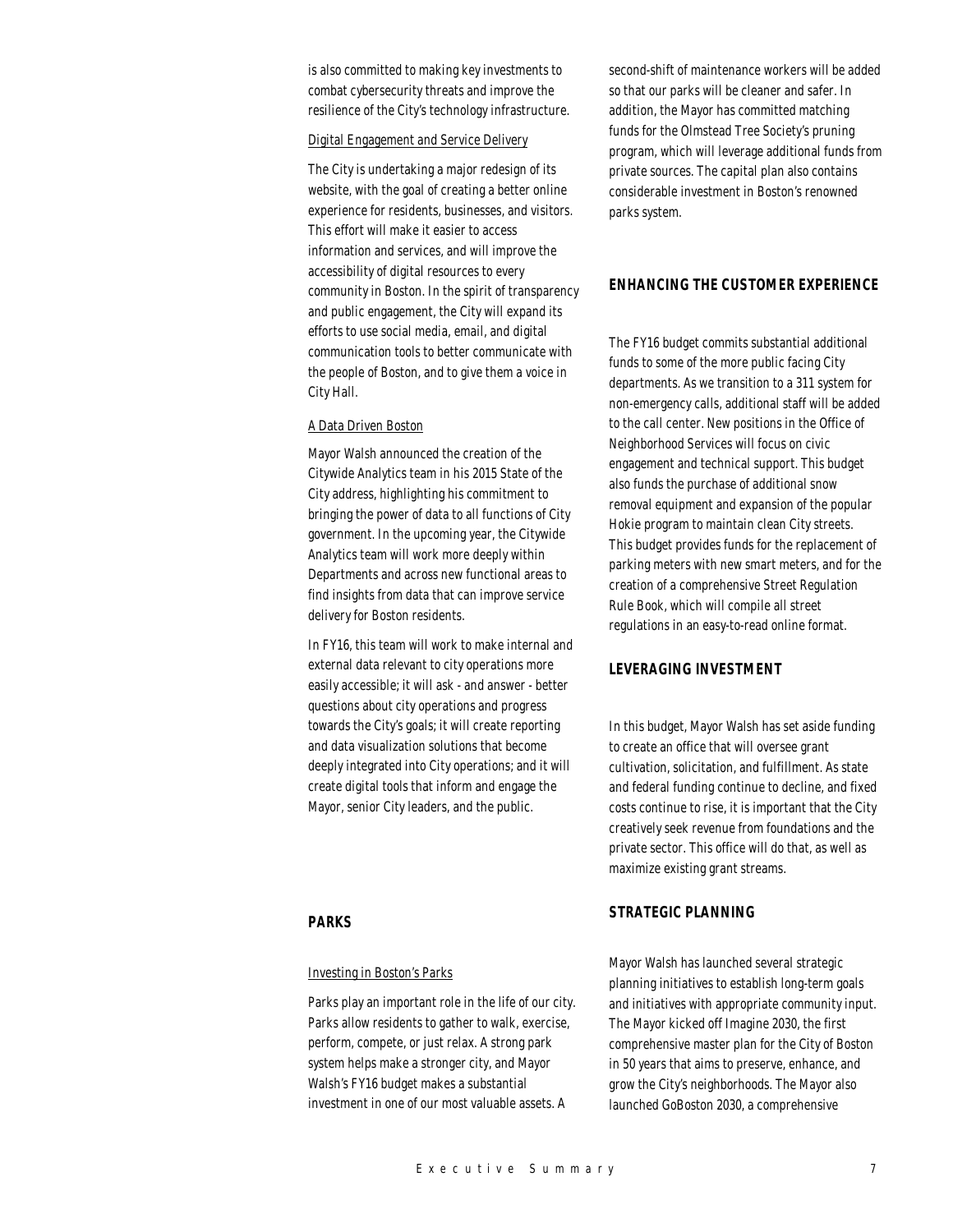is also committed to making key investments to combat cybersecurity threats and improve the resilience of the City's technology infrastructure.

Digital Engagement and Service Delivery

The City is undertaking a major redesign of its website, with the goal of creating a better online experience for residents, businesses, and visitors. This effort will make it easier to access information and services, and will improve the accessibility of digital resources to every community in Boston. In the spirit of transparency and public engagement, the City will expand its efforts to use social media, email, and digital communication tools to better communicate with the people of Boston, and to give them a voice in City Hall.

A Data Driven Boston

Mayor Walsh announced the creation of the Citywide Analytics team in his 2015 State of the City address, highlighting his commitment to bringing the power of data to all functions of City government. In the upcoming year, the Citywide Analytics team will work more deeply within Departments and across new functional areas to find insights from data that can improve service delivery for Boston residents.

In FY16, this team will work to make internal and external data relevant to city operations more easily accessible; it will ask - and answer - better questions about city operations and progress towards the City's goals; it will create reporting and data visualization solutions that become deeply integrated into City operations; and it will create digital tools that inform and engage the Mayor, senior City leaders, and the public.

## PARKS

Investing in Boston's Parks

Parks play an important role in the life of our city. Parks allow residents to gather to walk, exercise, perform, compete, or just relax. A strong park system helps make a stronger city, and Mayor Walsh's FY16 budget makes a substantial investment in one of our most valuable assets. A second-shift of maintenance workers will be added so that our parks will be cleaner and safer. In addition, the Mayor has committed matching funds for the Olmstead Tree Society's pruning program, which will leverage additional funds from private sources. The capital plan also contains considerable investment in Boston's renowned parks system.

## ENHANCING THE CUSTOMER EXPERIENCE

The FY16 budget commits substantial additional funds to some of the more public facing City departments. As we transition to a 311 system for non-emergency calls, additional staff will be added to the call center. New positions in the Office of Neighborhood Services will focus on civic engagement and technical support. This budget also funds the purchase of additional snow removal equipment and expansion of the popular Hokie program to maintain clean City streets. This budget provides funds for the replacement of parking meters with new smart meters, and for the creation of a comprehensive Street Regulation Rule Book, which will compile all street regulations in an easy-to-read online format.

## LEVERAGING INVESTMENT

In this budget, Mayor Walsh has set aside funding to create an office that will oversee grant cultivation, solicitation, and fulfillment. As state and federal funding continue to decline, and fixed costs continue to rise, it is important that the City creatively seek revenue from foundations and the private sector. This office will do that, as well as maximize existing grant streams.

## STRATEGIC PLANNING

Mayor Walsh has launched several strategic planning initiatives to establish long-term goals and initiatives with appropriate community input. The Mayor kicked off Imagine 2030, the first comprehensive master plan for the City of Boston in 50 years that aims to preserve, enhance, and grow the City's neighborhoods. The Mayor also launched GoBoston 2030, a comprehensive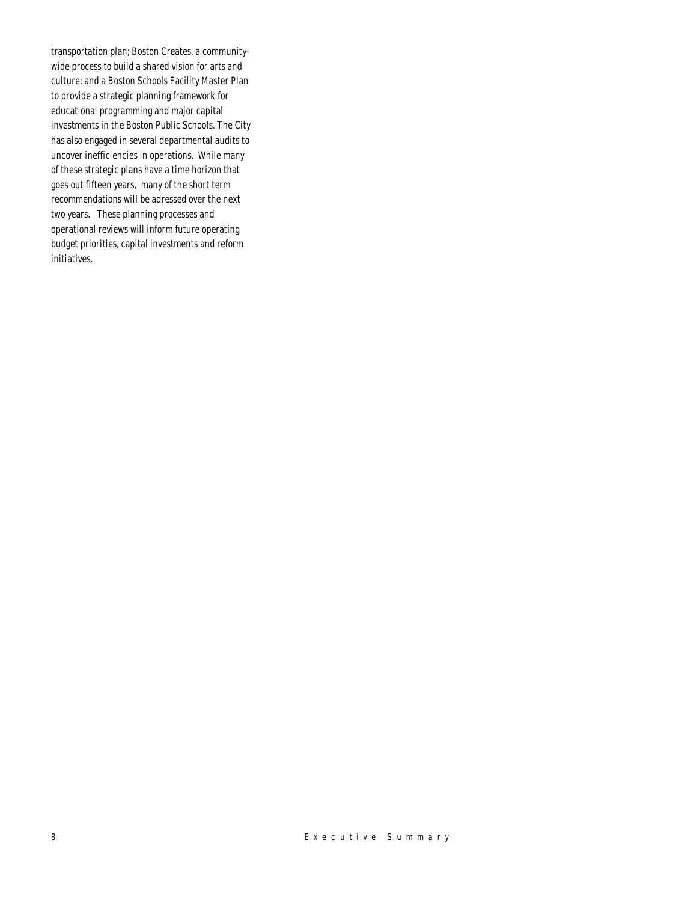transportation plan; Boston Creates, a community-wide process to build a shared vision for arts and culture; and a Boston Schools Facility Master Plan to provide a strategic planning framework for educational programming and major capital investments in the Boston Public Schools. The City has also engaged in several departmental audits to uncover inefficiencies in operations. While many of these strategic plans have a time horizon that goes out fifteen years, many of the short term recommendations will be adressed over the next two years. These planning processes and operational reviews will inform future operating budget priorities, capital investments and reform initiatives.